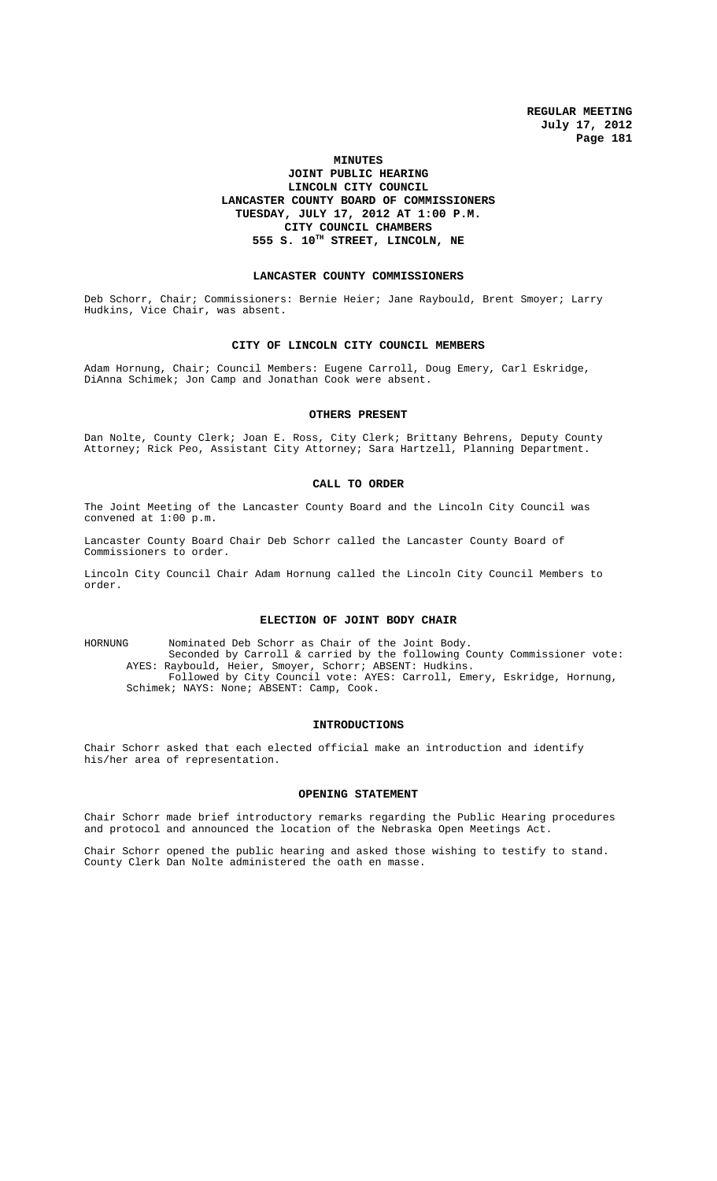**MINUTES**
**JOINT PUBLIC HEARING**
**LINCOLN CITY COUNCIL**
**LANCASTER COUNTY BOARD OF COMMISSIONERS**
**TUESDAY, JULY 17, 2012 AT 1:00 P.M.**
**CITY COUNCIL CHAMBERS**
**555 S. 10TH STREET, LINCOLN, NE**

## LANCASTER COUNTY COMMISSIONERS

Deb Schorr, Chair; Commissioners: Bernie Heier; Jane Raybould, Brent Smoyer; Larry Hudkins, Vice Chair, was absent.

## CITY OF LINCOLN CITY COUNCIL MEMBERS

Adam Hornung, Chair; Council Members: Eugene Carroll, Doug Emery, Carl Eskridge, DiAnna Schimek; Jon Camp and Jonathan Cook were absent.

## OTHERS PRESENT

Dan Nolte, County Clerk; Joan E. Ross, City Clerk; Brittany Behrens, Deputy County Attorney; Rick Peo, Assistant City Attorney; Sara Hartzell, Planning Department.

## CALL TO ORDER

The Joint Meeting of the Lancaster County Board and the Lincoln City Council was convened at 1:00 p.m.

Lancaster County Board Chair Deb Schorr called the Lancaster County Board of Commissioners to order.

Lincoln City Council Chair Adam Hornung called the Lincoln City Council Members to order.

## ELECTION OF JOINT BODY CHAIR

HORNUNG Nominated Deb Schorr as Chair of the Joint Body.
Seconded by Carroll & carried by the following County Commissioner vote: AYES: Raybould, Heier, Smoyer, Schorr; ABSENT: Hudkins.
Followed by City Council vote: AYES: Carroll, Emery, Eskridge, Hornung, Schimek; NAYS: None; ABSENT: Camp, Cook.

## INTRODUCTIONS

Chair Schorr asked that each elected official make an introduction and identify his/her area of representation.

## OPENING STATEMENT

Chair Schorr made brief introductory remarks regarding the Public Hearing procedures and protocol and announced the location of the Nebraska Open Meetings Act.

Chair Schorr opened the public hearing and asked those wishing to testify to stand. County Clerk Dan Nolte administered the oath en masse.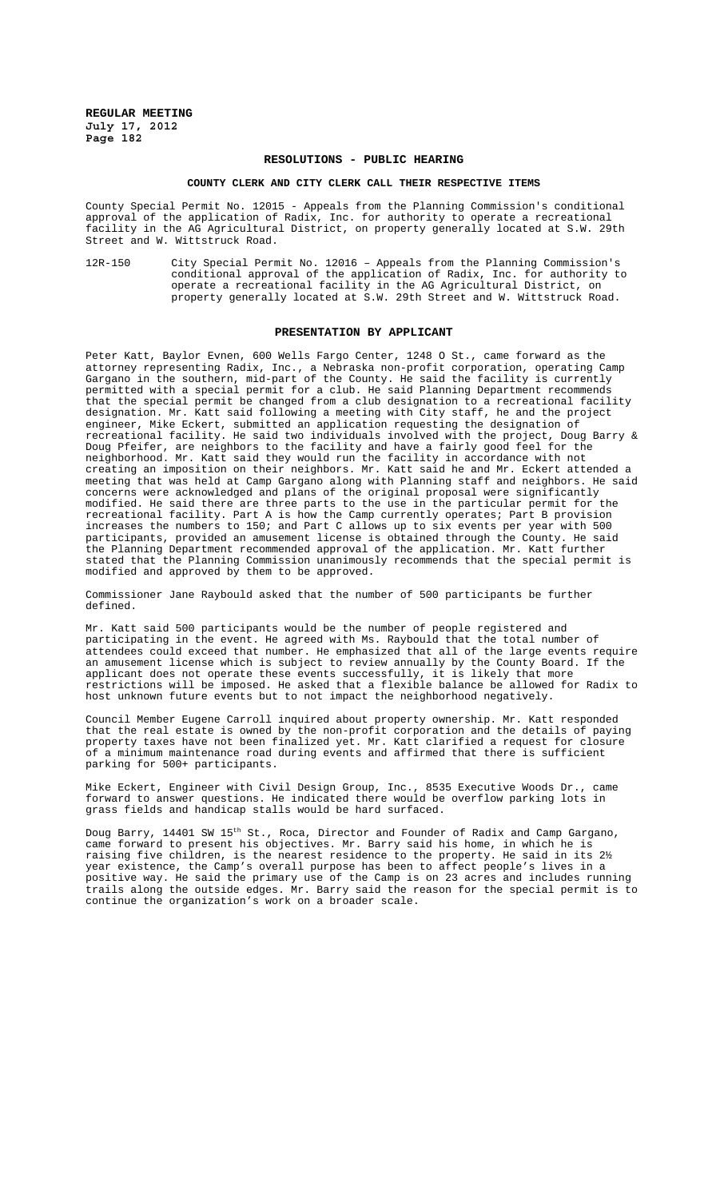## RESOLUTIONS - PUBLIC HEARING

### COUNTY CLERK AND CITY CLERK CALL THEIR RESPECTIVE ITEMS

County Special Permit No. 12015 - Appeals from the Planning Commission's conditional approval of the application of Radix, Inc. for authority to operate a recreational facility in the AG Agricultural District, on property generally located at S.W. 29th Street and W. Wittstruck Road.

12R-150 City Special Permit No. 12016 – Appeals from the Planning Commission's conditional approval of the application of Radix, Inc. for authority to operate a recreational facility in the AG Agricultural District, on property generally located at S.W. 29th Street and W. Wittstruck Road.

### PRESENTATION BY APPLICANT

Peter Katt, Baylor Evnen, 600 Wells Fargo Center, 1248 O St., came forward as the attorney representing Radix, Inc., a Nebraska non-profit corporation, operating Camp Gargano in the southern, mid-part of the County. He said the facility is currently permitted with a special permit for a club. He said Planning Department recommends that the special permit be changed from a club designation to a recreational facility designation. Mr. Katt said following a meeting with City staff, he and the project engineer, Mike Eckert, submitted an application requesting the designation of recreational facility. He said two individuals involved with the project, Doug Barry & Doug Pfeifer, are neighbors to the facility and have a fairly good feel for the neighborhood. Mr. Katt said they would run the facility in accordance with not creating an imposition on their neighbors. Mr. Katt said he and Mr. Eckert attended a meeting that was held at Camp Gargano along with Planning staff and neighbors. He said concerns were acknowledged and plans of the original proposal were significantly modified. He said there are three parts to the use in the particular permit for the recreational facility. Part A is how the Camp currently operates; Part B provision increases the numbers to 150; and Part C allows up to six events per year with 500 participants, provided an amusement license is obtained through the County. He said the Planning Department recommended approval of the application. Mr. Katt further stated that the Planning Commission unanimously recommends that the special permit is modified and approved by them to be approved.

Commissioner Jane Raybould asked that the number of 500 participants be further defined.

Mr. Katt said 500 participants would be the number of people registered and participating in the event. He agreed with Ms. Raybould that the total number of attendees could exceed that number. He emphasized that all of the large events require an amusement license which is subject to review annually by the County Board. If the applicant does not operate these events successfully, it is likely that more restrictions will be imposed. He asked that a flexible balance be allowed for Radix to host unknown future events but to not impact the neighborhood negatively.

Council Member Eugene Carroll inquired about property ownership. Mr. Katt responded that the real estate is owned by the non-profit corporation and the details of paying property taxes have not been finalized yet. Mr. Katt clarified a request for closure of a minimum maintenance road during events and affirmed that there is sufficient parking for 500+ participants.

Mike Eckert, Engineer with Civil Design Group, Inc., 8535 Executive Woods Dr., came forward to answer questions. He indicated there would be overflow parking lots in grass fields and handicap stalls would be hard surfaced.

Doug Barry, 14401 SW 15th St., Roca, Director and Founder of Radix and Camp Gargano, came forward to present his objectives. Mr. Barry said his home, in which he is raising five children, is the nearest residence to the property. He said in its 2½ year existence, the Camp's overall purpose has been to affect people's lives in a positive way. He said the primary use of the Camp is on 23 acres and includes running trails along the outside edges. Mr. Barry said the reason for the special permit is to continue the organization's work on a broader scale.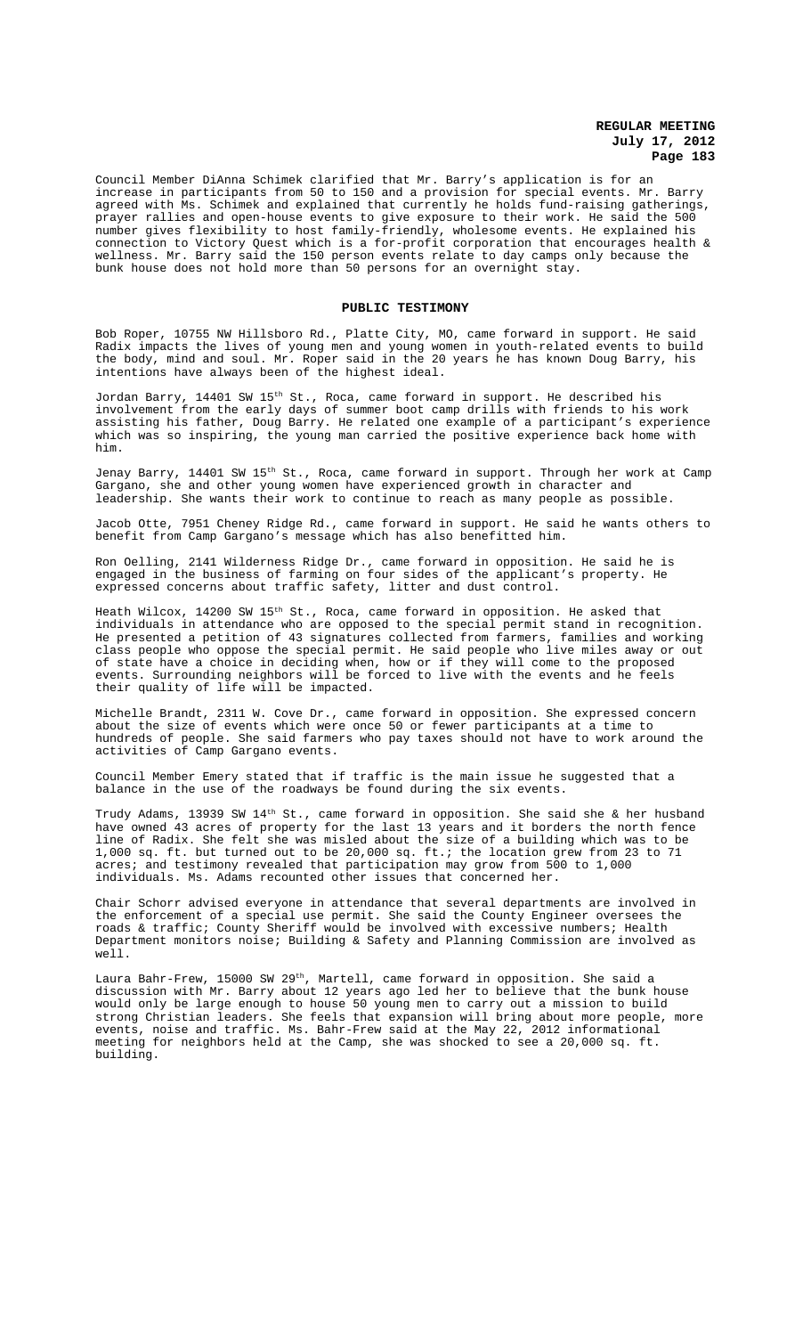Council Member DiAnna Schimek clarified that Mr. Barry's application is for an increase in participants from 50 to 150 and a provision for special events. Mr. Barry agreed with Ms. Schimek and explained that currently he holds fund-raising gatherings, prayer rallies and open-house events to give exposure to their work. He said the 500 number gives flexibility to host family-friendly, wholesome events. He explained his connection to Victory Quest which is a for-profit corporation that encourages health & wellness. Mr. Barry said the 150 person events relate to day camps only because the bunk house does not hold more than 50 persons for an overnight stay.

## PUBLIC TESTIMONY

Bob Roper, 10755 NW Hillsboro Rd., Platte City, MO, came forward in support. He said Radix impacts the lives of young men and young women in youth-related events to build the body, mind and soul. Mr. Roper said in the 20 years he has known Doug Barry, his intentions have always been of the highest ideal.

Jordan Barry, 14401 SW 15th St., Roca, came forward in support. He described his involvement from the early days of summer boot camp drills with friends to his work assisting his father, Doug Barry. He related one example of a participant's experience which was so inspiring, the young man carried the positive experience back home with him.

Jenay Barry, 14401 SW 15th St., Roca, came forward in support. Through her work at Camp Gargano, she and other young women have experienced growth in character and leadership. She wants their work to continue to reach as many people as possible.

Jacob Otte, 7951 Cheney Ridge Rd., came forward in support. He said he wants others to benefit from Camp Gargano's message which has also benefitted him.

Ron Oelling, 2141 Wilderness Ridge Dr., came forward in opposition. He said he is engaged in the business of farming on four sides of the applicant's property. He expressed concerns about traffic safety, litter and dust control.

Heath Wilcox, 14200 SW 15th St., Roca, came forward in opposition. He asked that individuals in attendance who are opposed to the special permit stand in recognition. He presented a petition of 43 signatures collected from farmers, families and working class people who oppose the special permit. He said people who live miles away or out of state have a choice in deciding when, how or if they will come to the proposed events. Surrounding neighbors will be forced to live with the events and he feels their quality of life will be impacted.

Michelle Brandt, 2311 W. Cove Dr., came forward in opposition. She expressed concern about the size of events which were once 50 or fewer participants at a time to hundreds of people. She said farmers who pay taxes should not have to work around the activities of Camp Gargano events.

Council Member Emery stated that if traffic is the main issue he suggested that a balance in the use of the roadways be found during the six events.

Trudy Adams, 13939 SW 14th St., came forward in opposition. She said she & her husband have owned 43 acres of property for the last 13 years and it borders the north fence line of Radix. She felt she was misled about the size of a building which was to be 1,000 sq. ft. but turned out to be 20,000 sq. ft.; the location grew from 23 to 71 acres; and testimony revealed that participation may grow from 500 to 1,000 individuals. Ms. Adams recounted other issues that concerned her.

Chair Schorr advised everyone in attendance that several departments are involved in the enforcement of a special use permit. She said the County Engineer oversees the roads & traffic; County Sheriff would be involved with excessive numbers; Health Department monitors noise; Building & Safety and Planning Commission are involved as well.

Laura Bahr-Frew, 15000 SW 29th, Martell, came forward in opposition. She said a discussion with Mr. Barry about 12 years ago led her to believe that the bunk house would only be large enough to house 50 young men to carry out a mission to build strong Christian leaders. She feels that expansion will bring about more people, more events, noise and traffic. Ms. Bahr-Frew said at the May 22, 2012 informational meeting for neighbors held at the Camp, she was shocked to see a 20,000 sq. ft. building.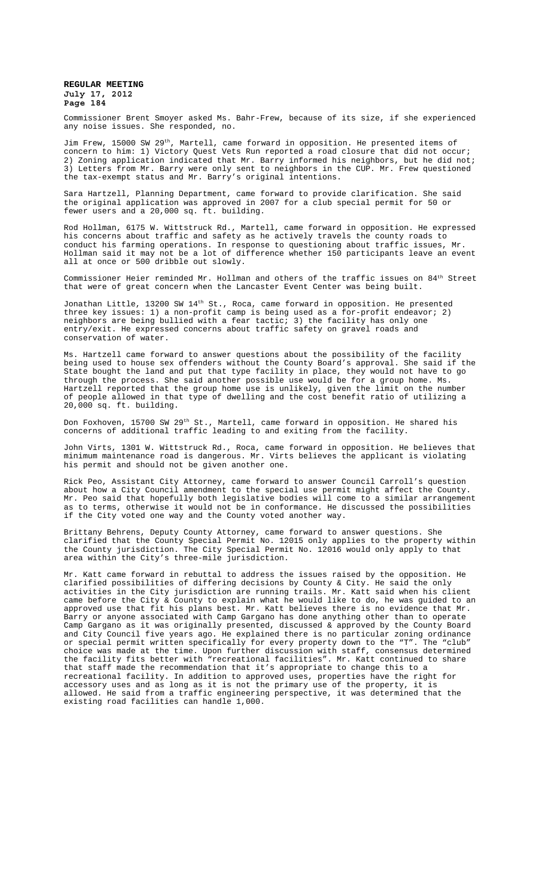Commissioner Brent Smoyer asked Ms. Bahr-Frew, because of its size, if she experienced any noise issues. She responded, no.

Jim Frew, 15000 SW 29th, Martell, came forward in opposition. He presented items of concern to him: 1) Victory Quest Vets Run reported a road closure that did not occur; 2) Zoning application indicated that Mr. Barry informed his neighbors, but he did not; 3) Letters from Mr. Barry were only sent to neighbors in the CUP. Mr. Frew questioned the tax-exempt status and Mr. Barry's original intentions.

Sara Hartzell, Planning Department, came forward to provide clarification. She said the original application was approved in 2007 for a club special permit for 50 or fewer users and a 20,000 sq. ft. building.

Rod Hollman, 6175 W. Wittstruck Rd., Martell, came forward in opposition. He expressed his concerns about traffic and safety as he actively travels the county roads to conduct his farming operations. In response to questioning about traffic issues, Mr. Hollman said it may not be a lot of difference whether 150 participants leave an event all at once or 500 dribble out slowly.

Commissioner Heier reminded Mr. Hollman and others of the traffic issues on 84th Street that were of great concern when the Lancaster Event Center was being built.

Jonathan Little, 13200 SW 14th St., Roca, came forward in opposition. He presented three key issues: 1) a non-profit camp is being used as a for-profit endeavor; 2) neighbors are being bullied with a fear tactic; 3) the facility has only one entry/exit. He expressed concerns about traffic safety on gravel roads and conservation of water.

Ms. Hartzell came forward to answer questions about the possibility of the facility being used to house sex offenders without the County Board's approval. She said if the State bought the land and put that type facility in place, they would not have to go through the process. She said another possible use would be for a group home. Ms. Hartzell reported that the group home use is unlikely, given the limit on the number of people allowed in that type of dwelling and the cost benefit ratio of utilizing a 20,000 sq. ft. building.

Don Foxhoven, 15700 SW 29th St., Martell, came forward in opposition. He shared his concerns of additional traffic leading to and exiting from the facility.

John Virts, 1301 W. Wittstruck Rd., Roca, came forward in opposition. He believes that minimum maintenance road is dangerous. Mr. Virts believes the applicant is violating his permit and should not be given another one.

Rick Peo, Assistant City Attorney, came forward to answer Council Carroll's question about how a City Council amendment to the special use permit might affect the County. Mr. Peo said that hopefully both legislative bodies will come to a similar arrangement as to terms, otherwise it would not be in conformance. He discussed the possibilities if the City voted one way and the County voted another way.

Brittany Behrens, Deputy County Attorney, came forward to answer questions. She clarified that the County Special Permit No. 12015 only applies to the property within the County jurisdiction. The City Special Permit No. 12016 would only apply to that area within the City's three-mile jurisdiction.

Mr. Katt came forward in rebuttal to address the issues raised by the opposition. He clarified possibilities of differing decisions by County & City. He said the only activities in the City jurisdiction are running trails. Mr. Katt said when his client came before the City & County to explain what he would like to do, he was guided to an approved use that fit his plans best. Mr. Katt believes there is no evidence that Mr. Barry or anyone associated with Camp Gargano has done anything other than to operate Camp Gargano as it was originally presented, discussed & approved by the County Board and City Council five years ago. He explained there is no particular zoning ordinance or special permit written specifically for every property down to the "T". The "club" choice was made at the time. Upon further discussion with staff, consensus determined the facility fits better with "recreational facilities". Mr. Katt continued to share that staff made the recommendation that it's appropriate to change this to a recreational facility. In addition to approved uses, properties have the right for accessory uses and as long as it is not the primary use of the property, it is allowed. He said from a traffic engineering perspective, it was determined that the existing road facilities can handle 1,000.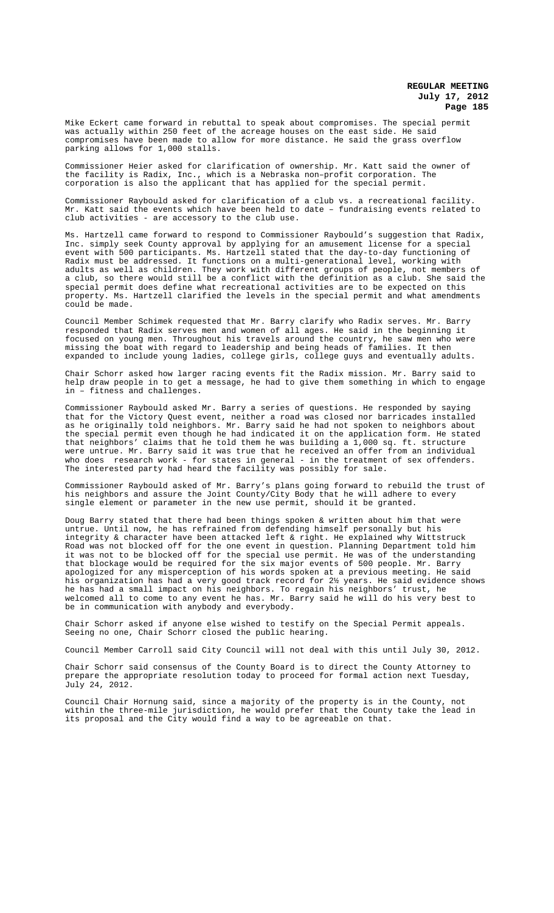Mike Eckert came forward in rebuttal to speak about compromises. The special permit was actually within 250 feet of the acreage houses on the east side. He said compromises have been made to allow for more distance. He said the grass overflow parking allows for 1,000 stalls.

Commissioner Heier asked for clarification of ownership. Mr. Katt said the owner of the facility is Radix, Inc., which is a Nebraska non–profit corporation. The corporation is also the applicant that has applied for the special permit.

Commissioner Raybould asked for clarification of a club vs. a recreational facility. Mr. Katt said the events which have been held to date – fundraising events related to club activities - are accessory to the club use.

Ms. Hartzell came forward to respond to Commissioner Raybould's suggestion that Radix, Inc. simply seek County approval by applying for an amusement license for a special event with 500 participants. Ms. Hartzell stated that the day-to-day functioning of Radix must be addressed. It functions on a multi-generational level, working with adults as well as children. They work with different groups of people, not members of a club, so there would still be a conflict with the definition as a club. She said the special permit does define what recreational activities are to be expected on this property. Ms. Hartzell clarified the levels in the special permit and what amendments could be made.

Council Member Schimek requested that Mr. Barry clarify who Radix serves. Mr. Barry responded that Radix serves men and women of all ages. He said in the beginning it focused on young men. Throughout his travels around the country, he saw men who were missing the boat with regard to leadership and being heads of families. It then expanded to include young ladies, college girls, college guys and eventually adults.

Chair Schorr asked how larger racing events fit the Radix mission. Mr. Barry said to help draw people in to get a message, he had to give them something in which to engage in – fitness and challenges.

Commissioner Raybould asked Mr. Barry a series of questions. He responded by saying that for the Victory Quest event, neither a road was closed nor barricades installed as he originally told neighbors. Mr. Barry said he had not spoken to neighbors about the special permit even though he had indicated it on the application form. He stated that neighbors' claims that he told them he was building a 1,000 sq. ft. structure were untrue. Mr. Barry said it was true that he received an offer from an individual who does research work - for states in general - in the treatment of sex offenders. The interested party had heard the facility was possibly for sale.

Commissioner Raybould asked of Mr. Barry's plans going forward to rebuild the trust of his neighbors and assure the Joint County/City Body that he will adhere to every single element or parameter in the new use permit, should it be granted.

Doug Barry stated that there had been things spoken & written about him that were untrue. Until now, he has refrained from defending himself personally but his integrity & character have been attacked left & right. He explained why Wittstruck Road was not blocked off for the one event in question. Planning Department told him it was not to be blocked off for the special use permit. He was of the understanding that blockage would be required for the six major events of 500 people. Mr. Barry apologized for any misperception of his words spoken at a previous meeting. He said his organization has had a very good track record for 2½ years. He said evidence shows he has had a small impact on his neighbors. To regain his neighbors' trust, he welcomed all to come to any event he has. Mr. Barry said he will do his very best to be in communication with anybody and everybody.

Chair Schorr asked if anyone else wished to testify on the Special Permit appeals. Seeing no one, Chair Schorr closed the public hearing.

Council Member Carroll said City Council will not deal with this until July 30, 2012.

Chair Schorr said consensus of the County Board is to direct the County Attorney to prepare the appropriate resolution today to proceed for formal action next Tuesday, July 24, 2012.

Council Chair Hornung said, since a majority of the property is in the County, not within the three-mile jurisdiction, he would prefer that the County take the lead in its proposal and the City would find a way to be agreeable on that.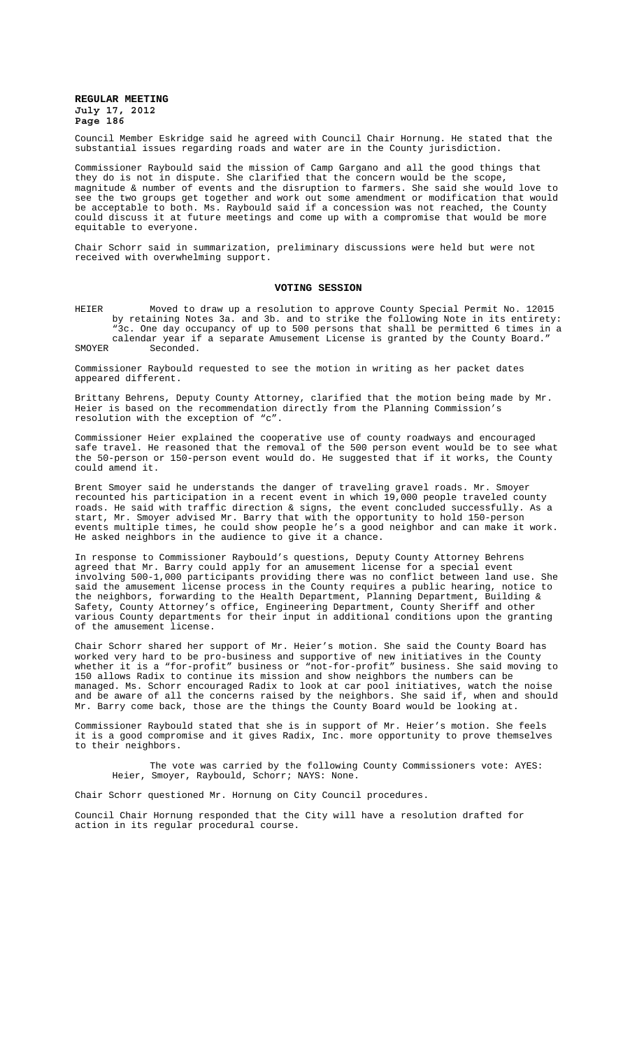Council Member Eskridge said he agreed with Council Chair Hornung. He stated that the substantial issues regarding roads and water are in the County jurisdiction.

Commissioner Raybould said the mission of Camp Gargano and all the good things that they do is not in dispute. She clarified that the concern would be the scope, magnitude & number of events and the disruption to farmers. She said she would love to see the two groups get together and work out some amendment or modification that would be acceptable to both. Ms. Raybould said if a concession was not reached, the County could discuss it at future meetings and come up with a compromise that would be more equitable to everyone.

Chair Schorr said in summarization, preliminary discussions were held but were not received with overwhelming support.

## VOTING SESSION

HEIER Moved to draw up a resolution to approve County Special Permit No. 12015 by retaining Notes 3a. and 3b. and to strike the following Note in its entirety: "3c. One day occupancy of up to 500 persons that shall be permitted 6 times in a calendar year if a separate Amusement License is granted by the County Board."

SMOYER Seconded.

Commissioner Raybould requested to see the motion in writing as her packet dates appeared different.

Brittany Behrens, Deputy County Attorney, clarified that the motion being made by Mr. Heier is based on the recommendation directly from the Planning Commission's resolution with the exception of "c".

Commissioner Heier explained the cooperative use of county roadways and encouraged safe travel. He reasoned that the removal of the 500 person event would be to see what the 50-person or 150-person event would do. He suggested that if it works, the County could amend it.

Brent Smoyer said he understands the danger of traveling gravel roads. Mr. Smoyer recounted his participation in a recent event in which 19,000 people traveled county roads. He said with traffic direction & signs, the event concluded successfully. As a start, Mr. Smoyer advised Mr. Barry that with the opportunity to hold 150-person events multiple times, he could show people he's a good neighbor and can make it work. He asked neighbors in the audience to give it a chance.

In response to Commissioner Raybould's questions, Deputy County Attorney Behrens agreed that Mr. Barry could apply for an amusement license for a special event involving 500-1,000 participants providing there was no conflict between land use. She said the amusement license process in the County requires a public hearing, notice to the neighbors, forwarding to the Health Department, Planning Department, Building & Safety, County Attorney's office, Engineering Department, County Sheriff and other various County departments for their input in additional conditions upon the granting of the amusement license.

Chair Schorr shared her support of Mr. Heier's motion. She said the County Board has worked very hard to be pro-business and supportive of new initiatives in the County whether it is a "for-profit" business or "not-for-profit" business. She said moving to 150 allows Radix to continue its mission and show neighbors the numbers can be managed. Ms. Schorr encouraged Radix to look at car pool initiatives, watch the noise and be aware of all the concerns raised by the neighbors. She said if, when and should Mr. Barry come back, those are the things the County Board would be looking at.

Commissioner Raybould stated that she is in support of Mr. Heier's motion. She feels it is a good compromise and it gives Radix, Inc. more opportunity to prove themselves to their neighbors.

The vote was carried by the following County Commissioners vote: AYES: Heier, Smoyer, Raybould, Schorr; NAYS: None.

Chair Schorr questioned Mr. Hornung on City Council procedures.

Council Chair Hornung responded that the City will have a resolution drafted for action in its regular procedural course.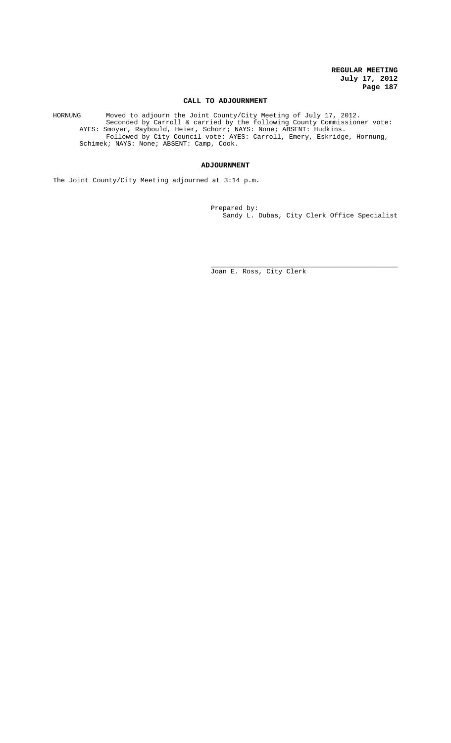## CALL TO ADJOURNMENT

HORNUNG Moved to adjourn the Joint County/City Meeting of July 17, 2012.
Seconded by Carroll & carried by the following County Commissioner vote: AYES: Smoyer, Raybould, Heier, Schorr; NAYS: None; ABSENT: Hudkins.
Followed by City Council vote: AYES: Carroll, Emery, Eskridge, Hornung, Schimek; NAYS: None; ABSENT: Camp, Cook.

## ADJOURNMENT

The Joint County/City Meeting adjourned at 3:14 p.m.

Prepared by:
Sandy L. Dubas, City Clerk Office Specialist

\_\_\_\_\_\_\_\_\_\_\_\_\_\_\_\_\_\_\_\_\_\_\_\_\_\_\_\_\_\_\_\_\_\_\_\_\_\_\_\_\_\_\_\_\_\_\_\_

Joan E. Ross, City Clerk